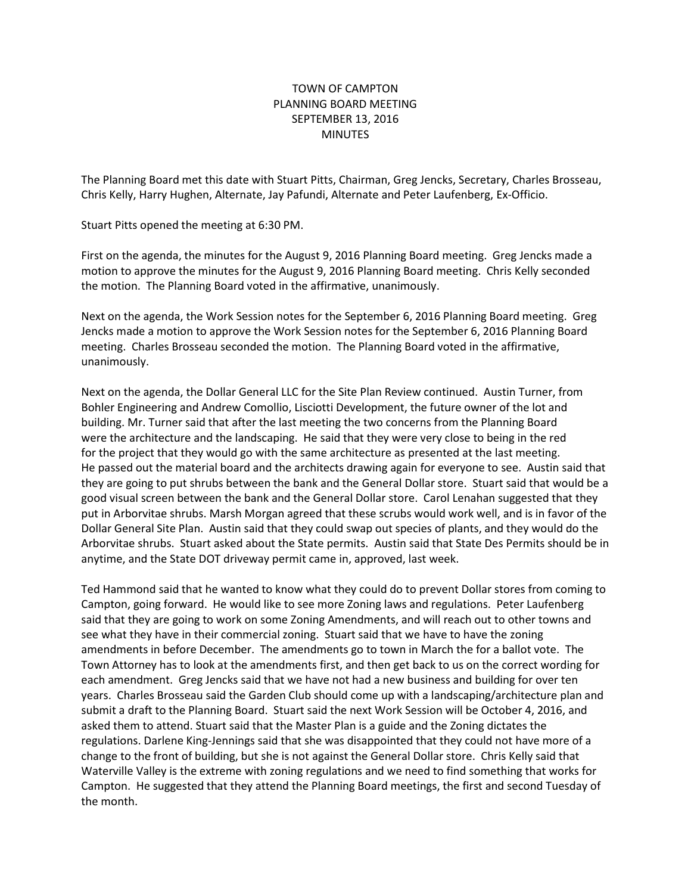# TOWN OF CAMPTON
## PLANNING BOARD MEETING
## SEPTEMBER 13, 2016
## MINUTES

The Planning Board met this date with Stuart Pitts, Chairman, Greg Jencks, Secretary, Charles Brosseau, Chris Kelly, Harry Hughen, Alternate, Jay Pafundi, Alternate and Peter Laufenberg, Ex-Officio.

Stuart Pitts opened the meeting at 6:30 PM.

First on the agenda, the minutes for the August 9, 2016 Planning Board meeting. Greg Jencks made a motion to approve the minutes for the August 9, 2016 Planning Board meeting. Chris Kelly seconded the motion. The Planning Board voted in the affirmative, unanimously.

Next on the agenda, the Work Session notes for the September 6, 2016 Planning Board meeting. Greg Jencks made a motion to approve the Work Session notes for the September 6, 2016 Planning Board meeting. Charles Brosseau seconded the motion. The Planning Board voted in the affirmative, unanimously.

Next on the agenda, the Dollar General LLC for the Site Plan Review continued. Austin Turner, from Bohler Engineering and Andrew Comollio, Lisciotti Development, the future owner of the lot and building. Mr. Turner said that after the last meeting the two concerns from the Planning Board were the architecture and the landscaping. He said that they were very close to being in the red for the project that they would go with the same architecture as presented at the last meeting. He passed out the material board and the architects drawing again for everyone to see. Austin said that they are going to put shrubs between the bank and the General Dollar store. Stuart said that would be a good visual screen between the bank and the General Dollar store. Carol Lenahan suggested that they put in Arborvitae shrubs. Marsh Morgan agreed that these scrubs would work well, and is in favor of the Dollar General Site Plan. Austin said that they could swap out species of plants, and they would do the Arborvitae shrubs. Stuart asked about the State permits. Austin said that State Des Permits should be in anytime, and the State DOT driveway permit came in, approved, last week.

Ted Hammond said that he wanted to know what they could do to prevent Dollar stores from coming to Campton, going forward. He would like to see more Zoning laws and regulations. Peter Laufenberg said that they are going to work on some Zoning Amendments, and will reach out to other towns and see what they have in their commercial zoning. Stuart said that we have to have the zoning amendments in before December. The amendments go to town in March the for a ballot vote. The Town Attorney has to look at the amendments first, and then get back to us on the correct wording for each amendment. Greg Jencks said that we have not had a new business and building for over ten years. Charles Brosseau said the Garden Club should come up with a landscaping/architecture plan and submit a draft to the Planning Board. Stuart said the next Work Session will be October 4, 2016, and asked them to attend. Stuart said that the Master Plan is a guide and the Zoning dictates the regulations. Darlene King-Jennings said that she was disappointed that they could not have more of a change to the front of building, but she is not against the General Dollar store. Chris Kelly said that Waterville Valley is the extreme with zoning regulations and we need to find something that works for Campton. He suggested that they attend the Planning Board meetings, the first and second Tuesday of the month.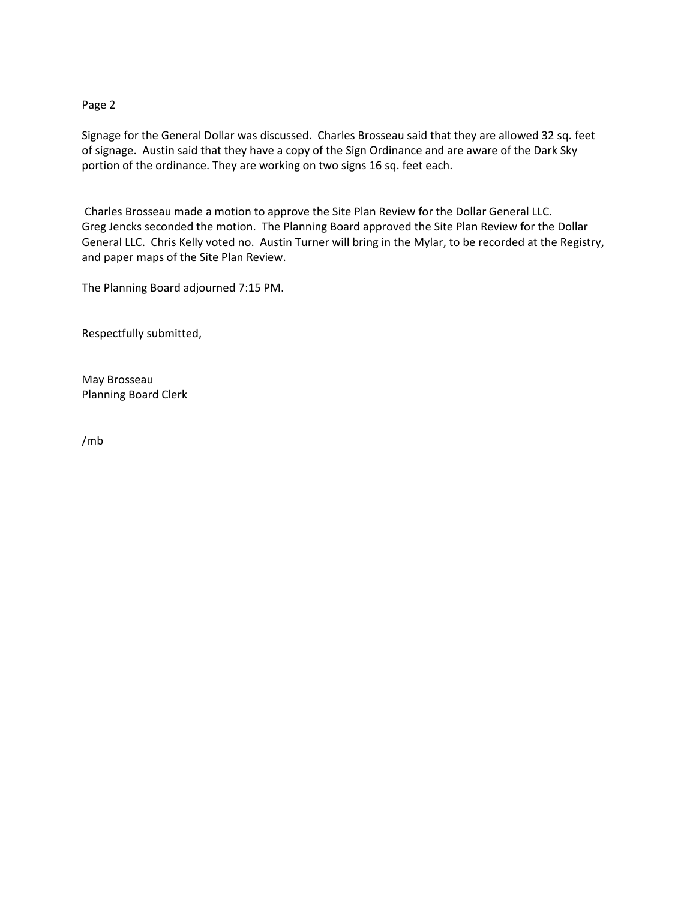Signage for the General Dollar was discussed. Charles Brosseau said that they are allowed 32 sq. feet of signage. Austin said that they have a copy of the Sign Ordinance and are aware of the Dark Sky portion of the ordinance. They are working on two signs 16 sq. feet each.

Charles Brosseau made a motion to approve the Site Plan Review for the Dollar General LLC. Greg Jencks seconded the motion. The Planning Board approved the Site Plan Review for the Dollar General LLC. Chris Kelly voted no. Austin Turner will bring in the Mylar, to be recorded at the Registry, and paper maps of the Site Plan Review.

The Planning Board adjourned 7:15 PM.

Respectfully submitted,

May Brosseau
Planning Board Clerk

/mb